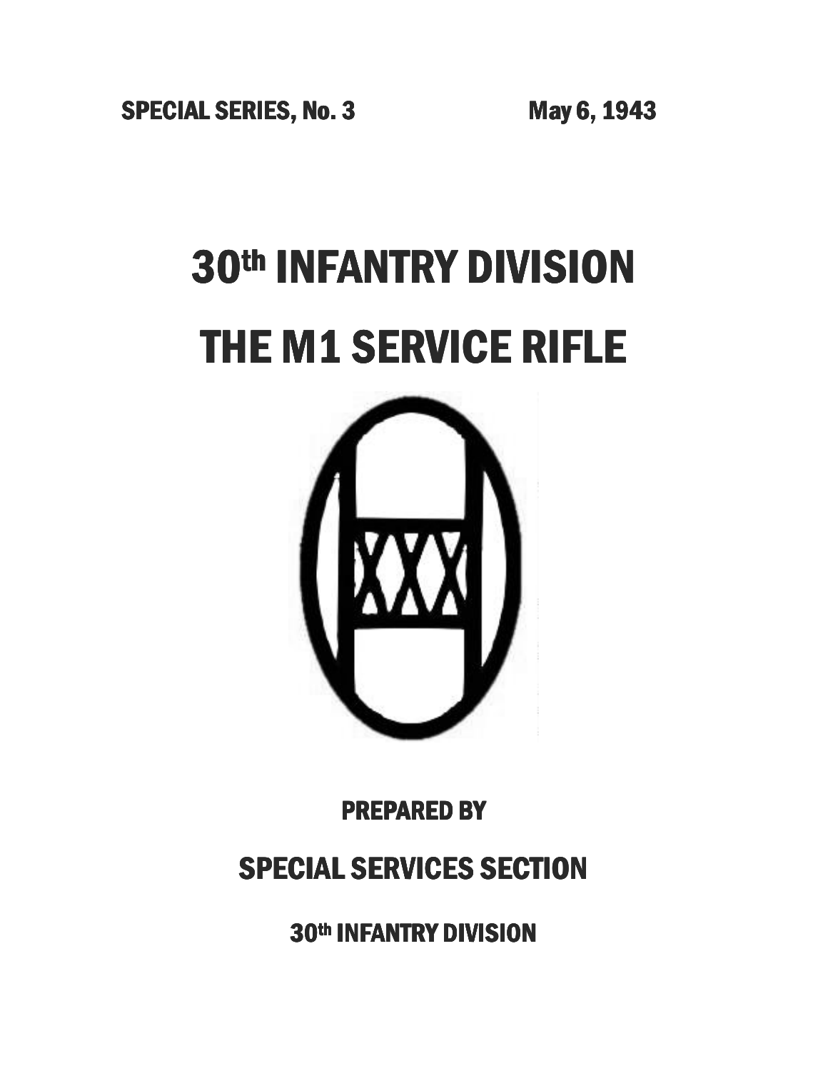SPECIAL SERIES, No. 3 May 6, 1943

# 30th INFANTRY DIVISION

# THE M1 SERVICE RIFLE

**PREPARED BY**

## SPECIAL SERVICES SECTION

**30th INFANTRY DIVISION**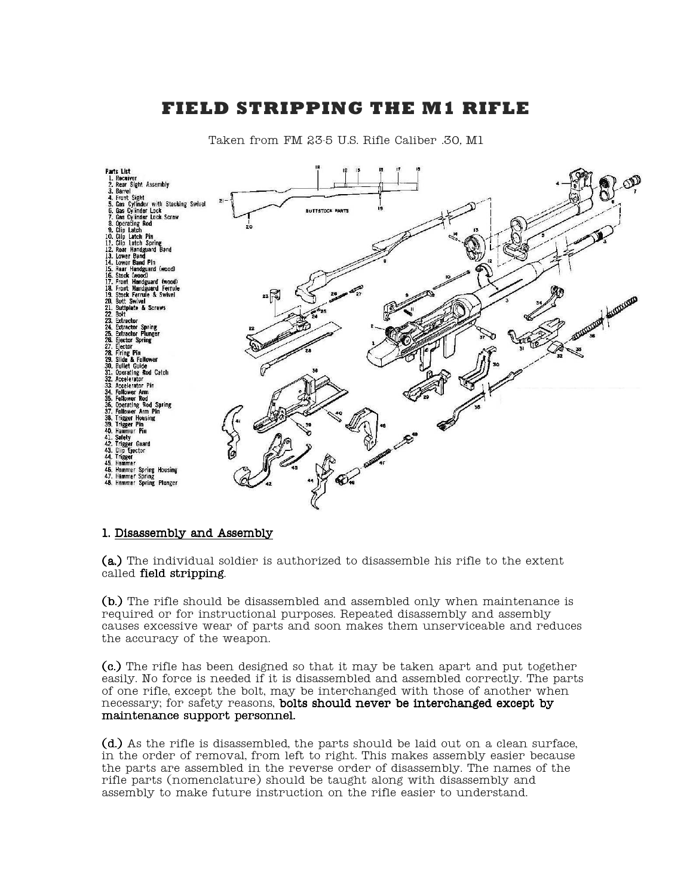# FIELD STRIPPING THE M1 RIFLE

Taken from FM 23-5 U.S. Rifle Caliber .30, M1

Parts List
1. Receiver
2. Rear Sight Assembly
3. Barrel
4. Front Sight
5. Gas Cylinder with Stacking Swivel
6. Gas Cylinder Lock
7. Gas Cylinder Lock Screw
8. Operating Rod
9. Clip Latch
10. Clip Latch Pin
11. Clip Latch Spring
12. Rear Handguard Band
13. Lower Band
14. Lower Band Pin
15. Rear Handguard (wood)
16. Stock (wood)
17. Front Handguard (wood)
18. Front Handguard Ferrule
19. Stock Ferrule & Swivel
20. Butt Swivel
21. Buttplate & Screws
22. Bolt
23. Extractor
24. Extractor Spring
25. Extractor Plunger
26. Ejector Spring
27. Ejector
28. Firing Pin
29. Slide & Follower
30. Bullet Guide
31. Operating Rod Catch
32. Accelerator
33. Accelerator Pin
34. Follower Arm
35. Follower Rod
36. Operating Rod Spring
37. Follower Arm Pin
38. Trigger Housing
39. Trigger Pin
40. Hammer Pin
41. Safety
42. Trigger Guard
43. Clip Ejector
44. Trigger
45. Hammer
46. Hammer Spring Housing
47. Hammer Spring
48. Hammer Spring Plunger

## 1. Disassembly and Assembly

**(a.)** The individual soldier is authorized to disassemble his rifle to the extent called **field stripping**.

**(b.)** The rifle should be disassembled and assembled only when maintenance is required or for instructional purposes. Repeated disassembly and assembly causes excessive wear of parts and soon makes them unserviceable and reduces the accuracy of the weapon.

**(c.)** The rifle has been designed so that it may be taken apart and put together easily. No force is needed if it is disassembled and assembled correctly. The parts of one rifle, except the bolt, may be interchanged with those of another when necessary; for safety reasons, **bolts should never be interchanged except by maintenance support personnel.**

**(d.)** As the rifle is disassembled, the parts should be laid out on a clean surface, in the order of removal, from left to right. This makes assembly easier because the parts are assembled in the reverse order of disassembly. The names of the rifle parts (nomenclature) should be taught along with disassembly and assembly to make future instruction on the rifle easier to understand.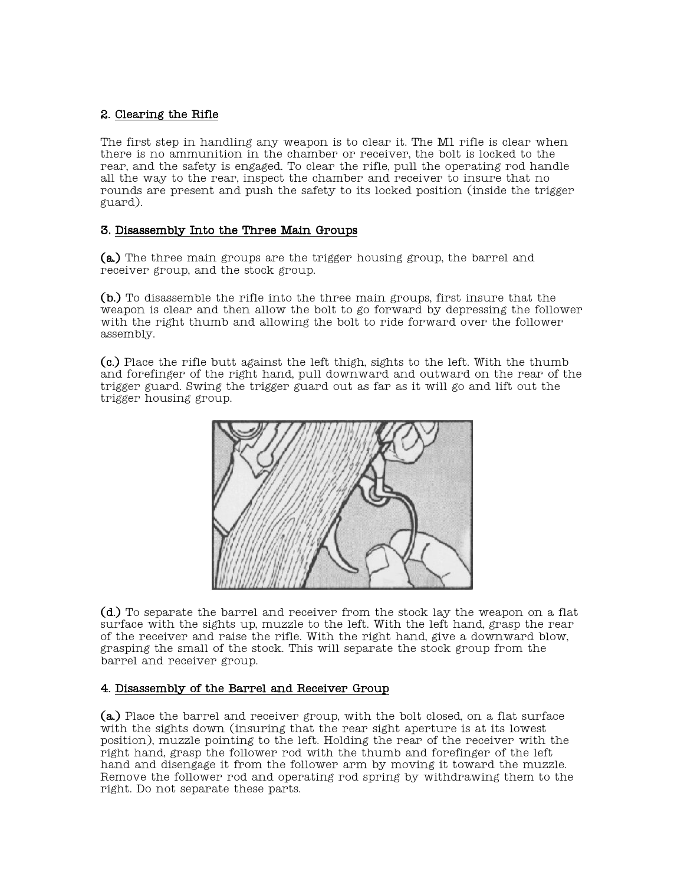## 2. Clearing the Rifle

The first step in handling any weapon is to clear it. The M1 rifle is clear when there is no ammunition in the chamber or receiver, the bolt is locked to the rear, and the safety is engaged. To clear the rifle, pull the operating rod handle all the way to the rear, inspect the chamber and receiver to insure that no rounds are present and push the safety to its locked position (inside the trigger guard).

## 3. Disassembly Into the Three Main Groups

**(a.)** The three main groups are the trigger housing group, the barrel and receiver group, and the stock group.

**(b.)** To disassemble the rifle into the three main groups, first insure that the weapon is clear and then allow the bolt to go forward by depressing the follower with the right thumb and allowing the bolt to ride forward over the follower assembly.

**(c.)** Place the rifle butt against the left thigh, sights to the left. With the thumb and forefinger of the right hand, pull downward and outward on the rear of the trigger guard. Swing the trigger guard out as far as it will go and lift out the trigger housing group.

**(d.)** To separate the barrel and receiver from the stock lay the weapon on a flat surface with the sights up, muzzle to the left. With the left hand, grasp the rear of the receiver and raise the rifle. With the right hand, give a downward blow, grasping the small of the stock. This will separate the stock group from the barrel and receiver group.

## 4. Disassembly of the Barrel and Receiver Group

**(a.)** Place the barrel and receiver group, with the bolt closed, on a flat surface with the sights down (insuring that the rear sight aperture is at its lowest position), muzzle pointing to the left. Holding the rear of the receiver with the right hand, grasp the follower rod with the thumb and forefinger of the left hand and disengage it from the follower arm by moving it toward the muzzle. Remove the follower rod and operating rod spring by withdrawing them to the right. Do not separate these parts.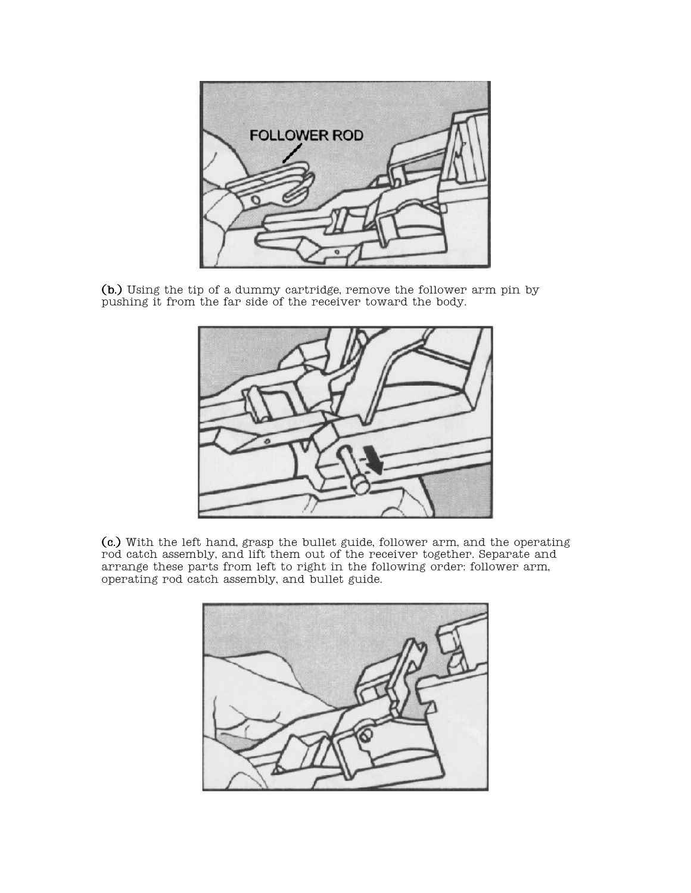(b.) Using the tip of a dummy cartridge, remove the follower arm pin by pushing it from the far side of the receiver toward the body.

(c.) With the left hand, grasp the bullet guide, follower arm, and the operating rod catch assembly, and lift them out of the receiver together. Separate and arrange these parts from left to right in the following order: follower arm, operating rod catch assembly, and bullet guide.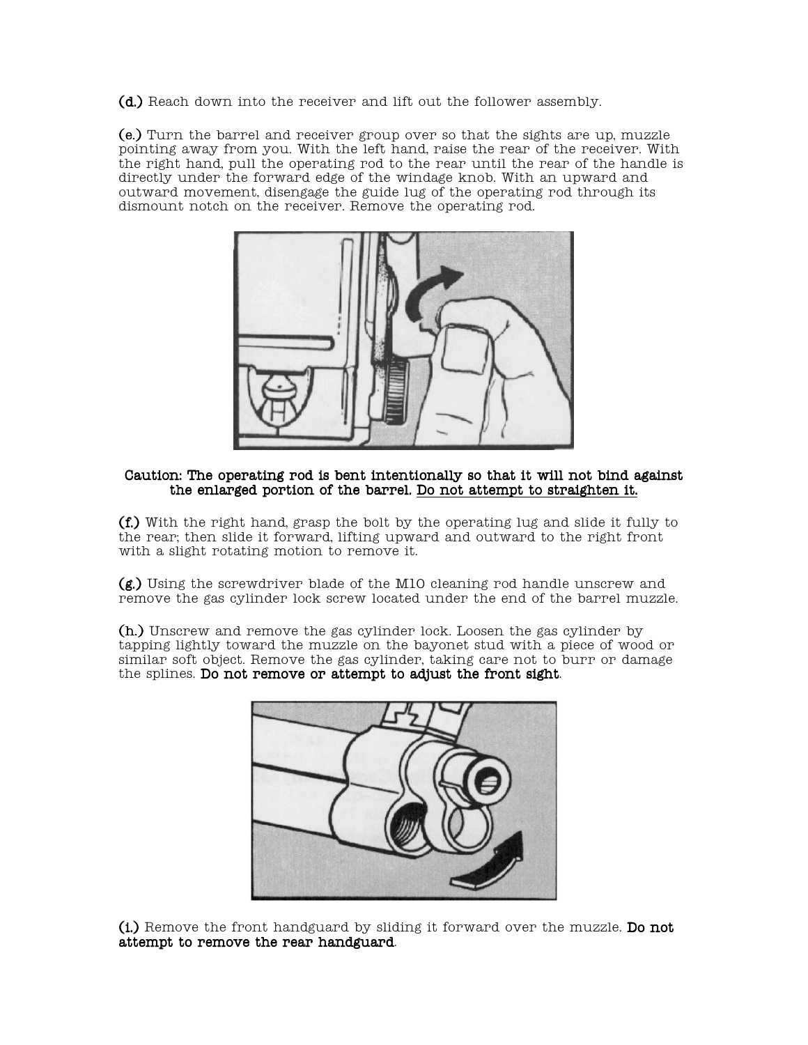**(d.)** Reach down into the receiver and lift out the follower assembly.

**(e.)** Turn the barrel and receiver group over so that the sights are up, muzzle pointing away from you. With the left hand, raise the rear of the receiver. With the right hand, pull the operating rod to the rear until the rear of the handle is directly under the forward edge of the windage knob. With an upward and outward movement, disengage the guide lug of the operating rod through its dismount notch on the receiver. Remove the operating rod.

**Caution: The operating rod is bent intentionally so that it will not bind against the enlarged portion of the barrel. <u>Do not attempt to straighten it.</u>**

**(f.)** With the right hand, grasp the bolt by the operating lug and slide it fully to the rear; then slide it forward, lifting upward and outward to the right front with a slight rotating motion to remove it.

**(g.)** Using the screwdriver blade of the M10 cleaning rod handle unscrew and remove the gas cylinder lock screw located under the end of the barrel muzzle.

**(h.)** Unscrew and remove the gas cylinder lock. Loosen the gas cylinder by tapping lightly toward the muzzle on the bayonet stud with a piece of wood or similar soft object. Remove the gas cylinder, taking care not to burr or damage the splines. **Do not remove or attempt to adjust the front sight**.

**(i.)** Remove the front handguard by sliding it forward over the muzzle. **Do not attempt to remove the rear handguard**.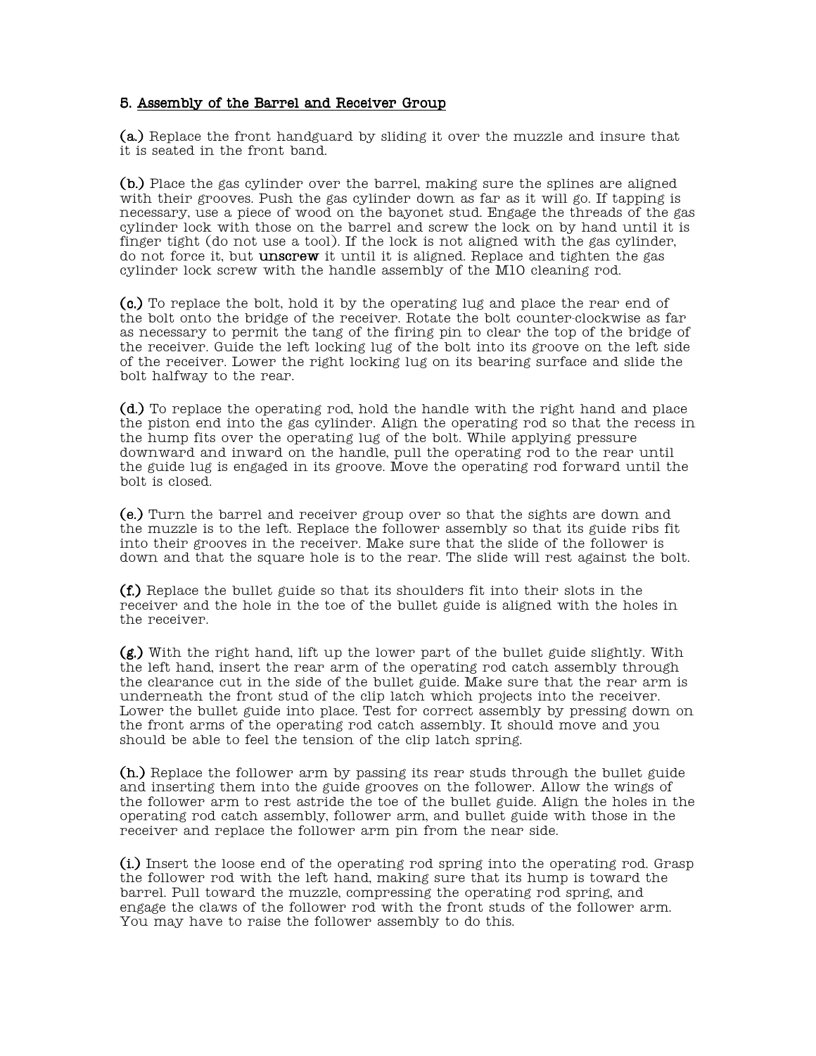## 5. <u>Assembly of the Barrel and Receiver Group</u>

**(a.)** Replace the front handguard by sliding it over the muzzle and insure that it is seated in the front band.

**(b.)** Place the gas cylinder over the barrel, making sure the splines are aligned with their grooves. Push the gas cylinder down as far as it will go. If tapping is necessary, use a piece of wood on the bayonet stud. Engage the threads of the gas cylinder lock with those on the barrel and screw the lock on by hand until it is finger tight (do not use a tool). If the lock is not aligned with the gas cylinder, do not force it, but **unscrew** it until it is aligned. Replace and tighten the gas cylinder lock screw with the handle assembly of the M10 cleaning rod.

**(c.)** To replace the bolt, hold it by the operating lug and place the rear end of the bolt onto the bridge of the receiver. Rotate the bolt counter-clockwise as far as necessary to permit the tang of the firing pin to clear the top of the bridge of the receiver. Guide the left locking lug of the bolt into its groove on the left side of the receiver. Lower the right locking lug on its bearing surface and slide the bolt halfway to the rear.

**(d.)** To replace the operating rod, hold the handle with the right hand and place the piston end into the gas cylinder. Align the operating rod so that the recess in the hump fits over the operating lug of the bolt. While applying pressure downward and inward on the handle, pull the operating rod to the rear until the guide lug is engaged in its groove. Move the operating rod forward until the bolt is closed.

**(e.)** Turn the barrel and receiver group over so that the sights are down and the muzzle is to the left. Replace the follower assembly so that its guide ribs fit into their grooves in the receiver. Make sure that the slide of the follower is down and that the square hole is to the rear. The slide will rest against the bolt.

**(f.)** Replace the bullet guide so that its shoulders fit into their slots in the receiver and the hole in the toe of the bullet guide is aligned with the holes in the receiver.

**(g.)** With the right hand, lift up the lower part of the bullet guide slightly. With the left hand, insert the rear arm of the operating rod catch assembly through the clearance cut in the side of the bullet guide. Make sure that the rear arm is underneath the front stud of the clip latch which projects into the receiver. Lower the bullet guide into place. Test for correct assembly by pressing down on the front arms of the operating rod catch assembly. It should move and you should be able to feel the tension of the clip latch spring.

**(h.)** Replace the follower arm by passing its rear studs through the bullet guide and inserting them into the guide grooves on the follower. Allow the wings of the follower arm to rest astride the toe of the bullet guide. Align the holes in the operating rod catch assembly, follower arm, and bullet guide with those in the receiver and replace the follower arm pin from the near side.

**(i.)** Insert the loose end of the operating rod spring into the operating rod. Grasp the follower rod with the left hand, making sure that its hump is toward the barrel. Pull toward the muzzle, compressing the operating rod spring, and engage the claws of the follower rod with the front studs of the follower arm. You may have to raise the follower assembly to do this.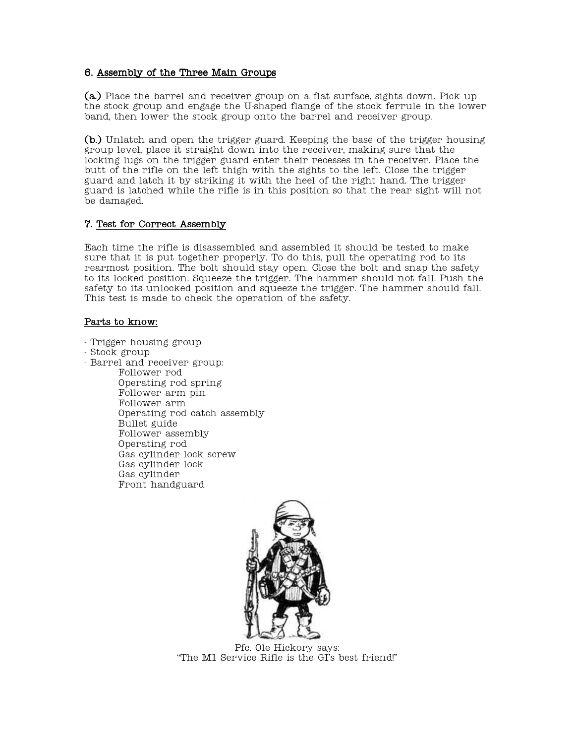## 6. Assembly of the Three Main Groups

**(a.)** Place the barrel and receiver group on a flat surface, sights down. Pick up the stock group and engage the U-shaped flange of the stock ferrule in the lower band, then lower the stock group onto the barrel and receiver group.

**(b.)** Unlatch and open the trigger guard. Keeping the base of the trigger housing group level, place it straight down into the receiver, making sure that the locking lugs on the trigger guard enter their recesses in the receiver. Place the butt of the rifle on the left thigh with the sights to the left. Close the trigger guard and latch it by striking it with the heel of the right hand. The trigger guard is latched while the rifle is in this position so that the rear sight will not be damaged.

## 7. Test for Correct Assembly

Each time the rifle is disassembled and assembled it should be tested to make sure that it is put together properly. To do this, pull the operating rod to its rearmost position. The bolt should stay open. Close the bolt and snap the safety to its locked position. Squeeze the trigger. The hammer should not fall. Push the safety to its unlocked position and squeeze the trigger. The hammer should fall. This test is made to check the operation of the safety.

**Parts to know:**

- Trigger housing group
- Stock group
- Barrel and receiver group:
    - Follower rod
    - Operating rod spring
    - Follower arm pin
    - Follower arm
    - Operating rod catch assembly
    - Bullet guide
    - Follower assembly
    - Operating rod
    - Gas cylinder lock screw
    - Gas cylinder lock
    - Gas cylinder
    - Front handguard

Pfc. Ole Hickory says:
"The M1 Service Rifle is the GI's best friend!"